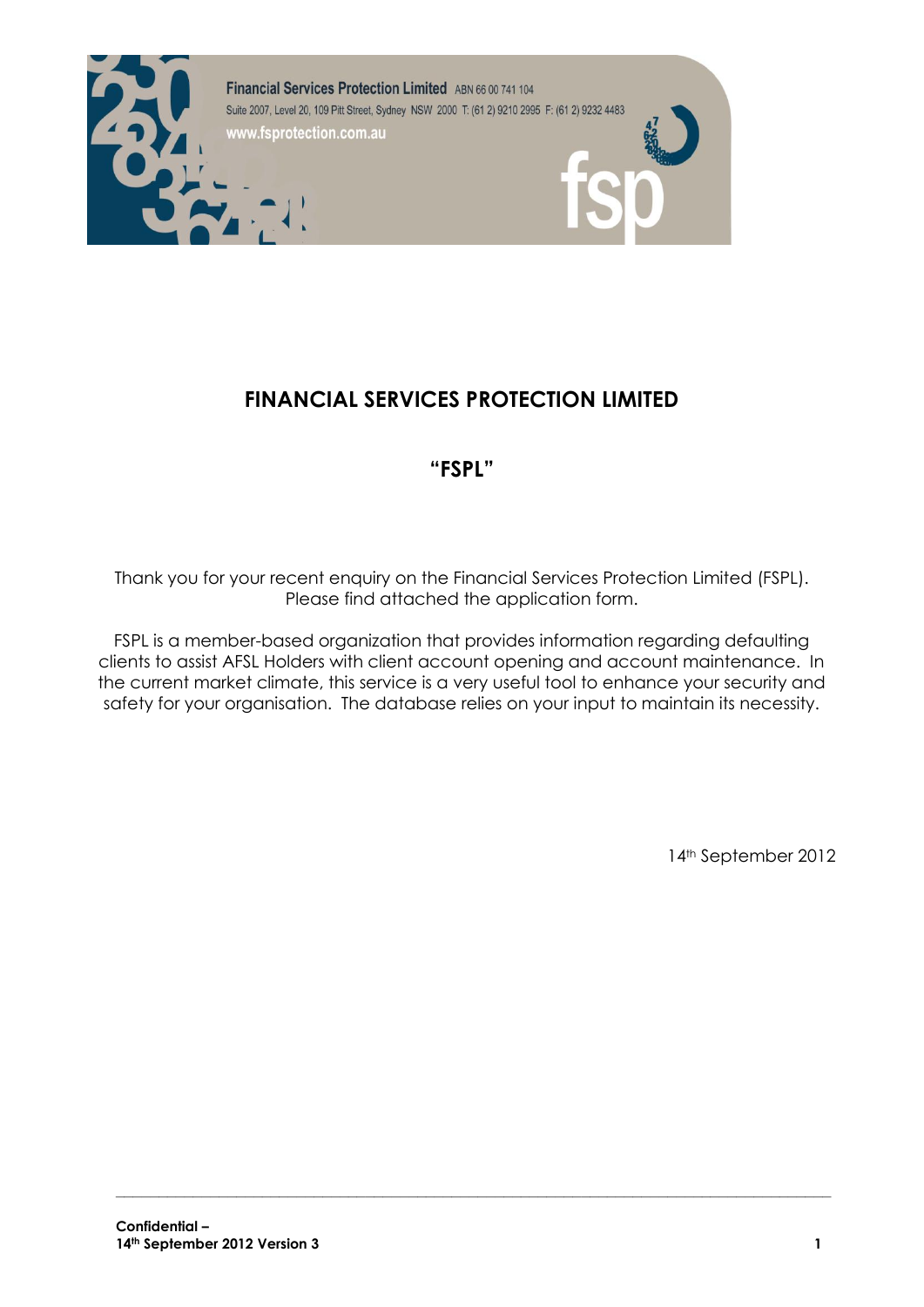Financial Services Protection Limited ABN 66 00 741 104
Suite 2007, Level 20, 109 Pitt Street, Sydney NSW 2000 T: (61 2) 9210 2995 F: (61 2) 9232 4483
www.fsprotection.com.au

# FINANCIAL SERVICES PROTECTION LIMITED

## "FSPL"

Thank you for your recent enquiry on the Financial Services Protection Limited (FSPL). Please find attached the application form.

FSPL is a member-based organization that provides information regarding defaulting clients to assist AFSL Holders with client account opening and account maintenance. In the current market climate, this service is a very useful tool to enhance your security and safety for your organisation. The database relies on your input to maintain its necessity.

14th September 2012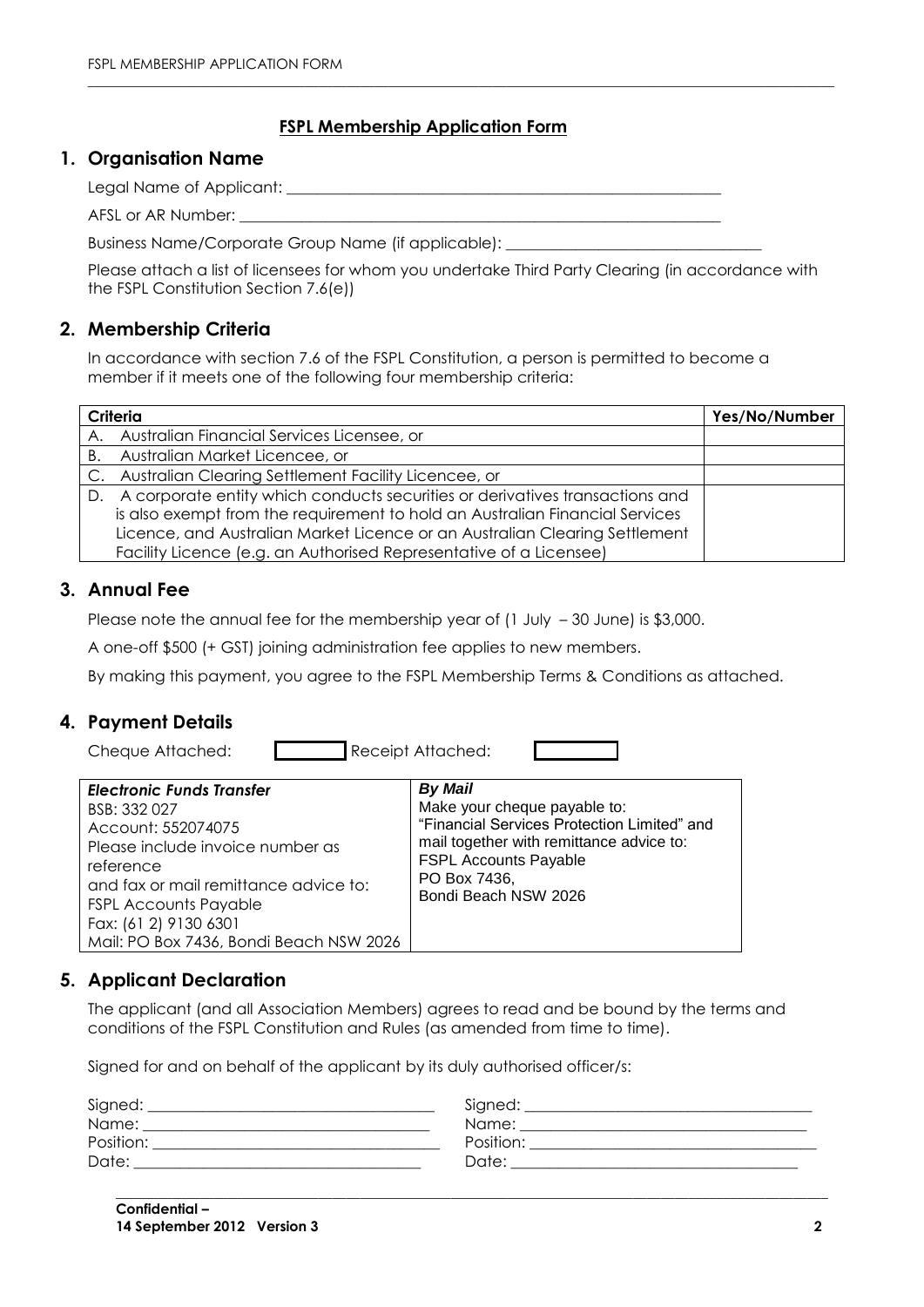## FSPL Membership Application Form

## 1. Organisation Name

Legal Name of Applicant: _______________________________________________

AFSL or AR Number: _______________________________________________

Business Name/Corporate Group Name (if applicable): ___________________________

Please attach a list of licensees for whom you undertake Third Party Clearing (in accordance with the FSPL Constitution Section 7.6(e))

## 2. Membership Criteria

In accordance with section 7.6 of the FSPL Constitution, a person is permitted to become a member if it meets one of the following four membership criteria:

| Criteria | Yes/No/Number |
|---|---|
| A. Australian Financial Services Licensee, or | |
| B. Australian Market Licencee, or | |
| C. Australian Clearing Settlement Facility Licencee, or | |
| D. A corporate entity which conducts securities or derivatives transactions and is also exempt from the requirement to hold an Australian Financial Services Licence, and Australian Market Licence or an Australian Clearing Settlement Facility Licence (e.g. an Authorised Representative of a Licensee) | |

## 3. Annual Fee

Please note the annual fee for the membership year of (1 July – 30 June) is $3,000.

A one-off $500 (+ GST) joining administration fee applies to new members.

By making this payment, you agree to the FSPL Membership Terms & Conditions as attached.

## 4. Payment Details

Cheque Attached: ☐ Receipt Attached: ☐

| ***Electronic Funds Transfer*** | ***By Mail*** |
|---|---|
| BSB: 332 027<br>Account: 552074075<br>Please include invoice number as reference<br>and fax or mail remittance advice to:<br>FSPL Accounts Payable<br>Fax: (61 2) 9130 6301<br>Mail: PO Box 7436, Bondi Beach NSW 2026 | Make your cheque payable to:<br>"Financial Services Protection Limited" and mail together with remittance advice to:<br>FSPL Accounts Payable<br>PO Box 7436,<br>Bondi Beach NSW 2026 |

## 5. Applicant Declaration

The applicant (and all Association Members) agrees to read and be bound by the terms and conditions of the FSPL Constitution and Rules (as amended from time to time).

Signed for and on behalf of the applicant by its duly authorised officer/s:

Signed: ______________________________ Signed: ______________________________
Name: ______________________________ Name: ______________________________
Position: ______________________________ Position: ______________________________
Date: ______________________________ Date: ______________________________

**Confidential –**
**14 September 2012 Version 3**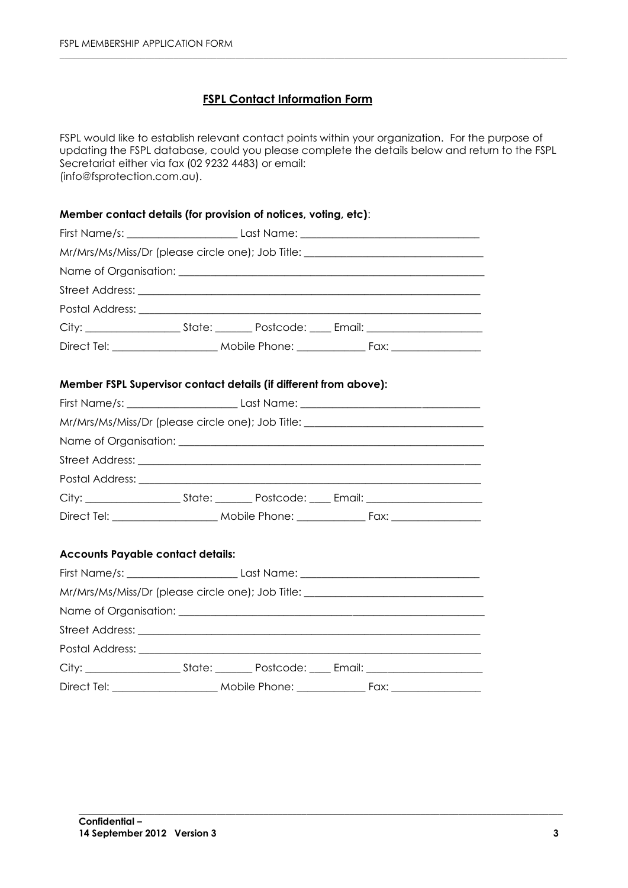## FSPL Contact Information Form

FSPL would like to establish relevant contact points within your organization. For the purpose of updating the FSPL database, could you please complete the details below and return to the FSPL Secretariat either via fax (02 9232 4483) or email: (info@fsprotection.com.au).

**Member contact details (for provision of notices, voting, etc)**:

First Name/s: ____________________ Last Name: _________________________________

Mr/Mrs/Ms/Miss/Dr (please circle one); Job Title: ________________________________

Name of Organisation: _________________________________________________________

Street Address: ______________________________________________________________

Postal Address: ______________________________________________________________

City: _________________ State: _______ Postcode: ____ Email: _____________________

Direct Tel: ___________________ Mobile Phone: ____________ Fax: ________________

**Member FSPL Supervisor contact details (if different from above):**

First Name/s: ____________________ Last Name: _________________________________

Mr/Mrs/Ms/Miss/Dr (please circle one); Job Title: ________________________________

Name of Organisation: _________________________________________________________

Street Address: ______________________________________________________________

Postal Address: ______________________________________________________________

City: _________________ State: _______ Postcode: ____ Email: _____________________

Direct Tel: ___________________ Mobile Phone: ____________ Fax: ________________

**Accounts Payable contact details:**

First Name/s: ____________________ Last Name: _________________________________

Mr/Mrs/Ms/Miss/Dr (please circle one); Job Title: ________________________________

Name of Organisation: _________________________________________________________

Street Address: ______________________________________________________________

Postal Address: ______________________________________________________________

City: _________________ State: _______ Postcode: ____ Email: _____________________

Direct Tel: ___________________ Mobile Phone: ____________ Fax: ________________

**Confidential –**
**14 September 2012 Version 3**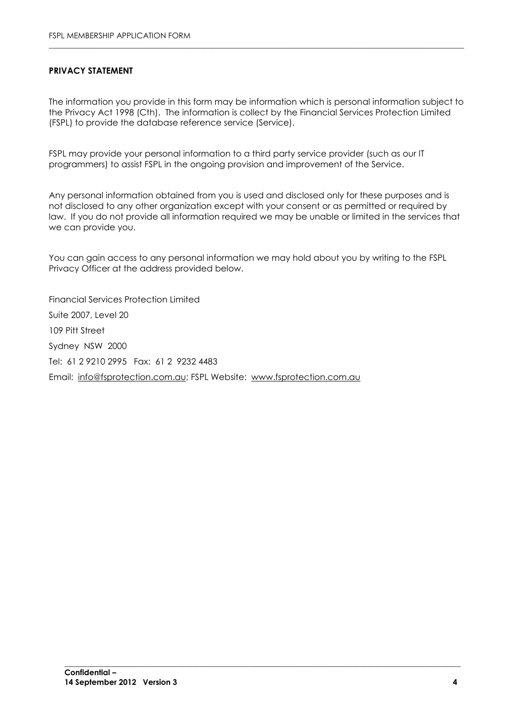## PRIVACY STATEMENT

The information you provide in this form may be information which is personal information subject to the Privacy Act 1998 (Cth). The information is collect by the Financial Services Protection Limited (FSPL) to provide the database reference service (Service).

FSPL may provide your personal information to a third party service provider (such as our IT programmers) to assist FSPL in the ongoing provision and improvement of the Service.

Any personal information obtained from you is used and disclosed only for these purposes and is not disclosed to any other organization except with your consent or as permitted or required by law. If you do not provide all information required we may be unable or limited in the services that we can provide you.

You can gain access to any personal information we may hold about you by writing to the FSPL Privacy Officer at the address provided below.

Financial Services Protection Limited

Suite 2007, Level 20

109 Pitt Street

Sydney NSW 2000

Tel: 61 2 9210 2995 Fax: 61 2 9232 4483

Email: info@fsprotection.com.au; FSPL Website: www.fsprotection.com.au